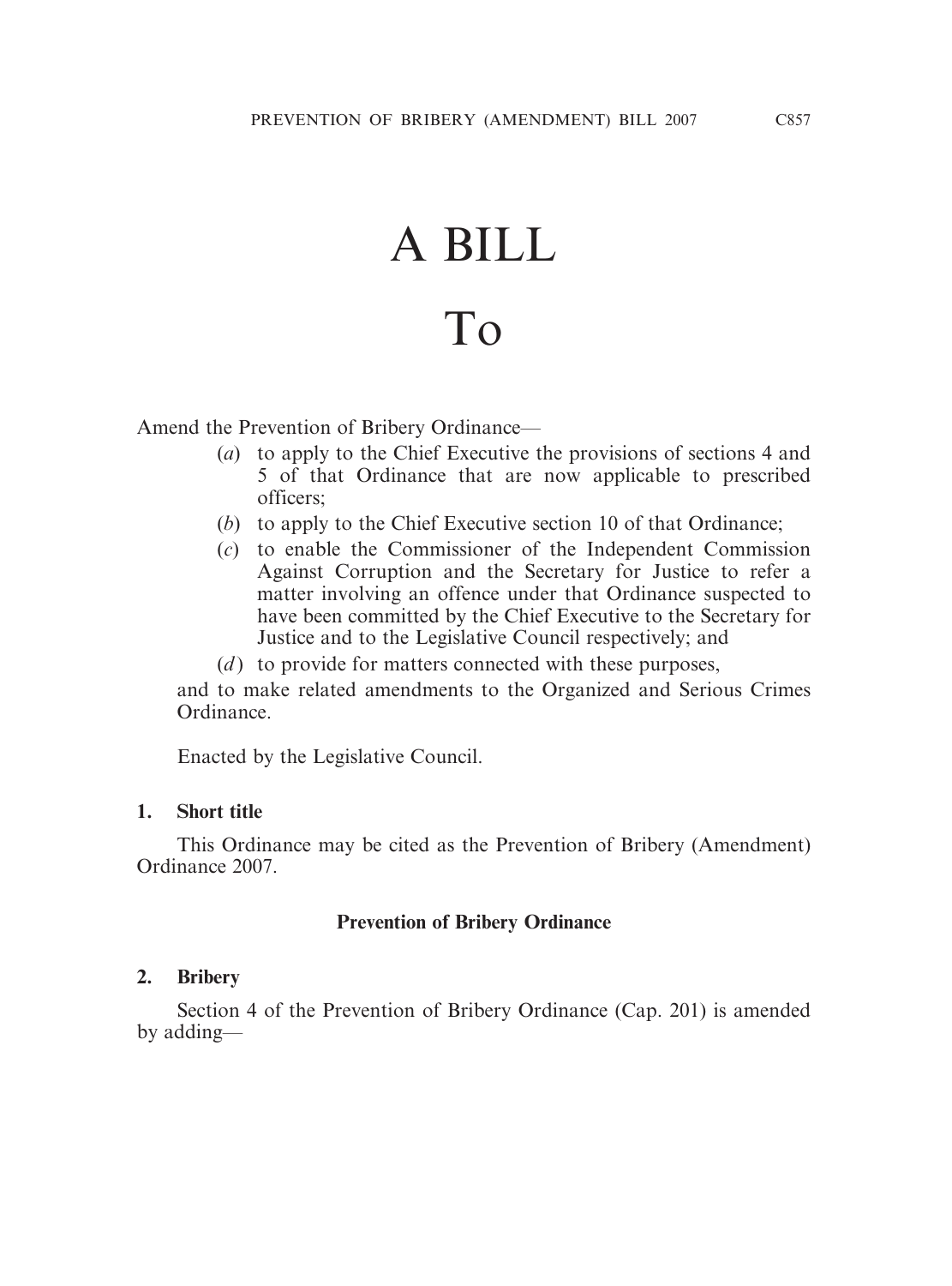# A BILL

# To

Amend the Prevention of Bribery Ordinance—

(*a*) to apply to the Chief Executive the provisions of sections 4 and 5 of that Ordinance that are now applicable to prescribed officers;

(*b*) to apply to the Chief Executive section 10 of that Ordinance;

(*c*) to enable the Commissioner of the Independent Commission Against Corruption and the Secretary for Justice to refer a matter involving an offence under that Ordinance suspected to have been committed by the Chief Executive to the Secretary for Justice and to the Legislative Council respectively; and

(*d*) to provide for matters connected with these purposes,

and to make related amendments to the Organized and Serious Crimes Ordinance.

Enacted by the Legislative Council.

**1. Short title**

This Ordinance may be cited as the Prevention of Bribery (Amendment) Ordinance 2007.

**Prevention of Bribery Ordinance**

**2. Bribery**

Section 4 of the Prevention of Bribery Ordinance (Cap. 201) is amended by adding—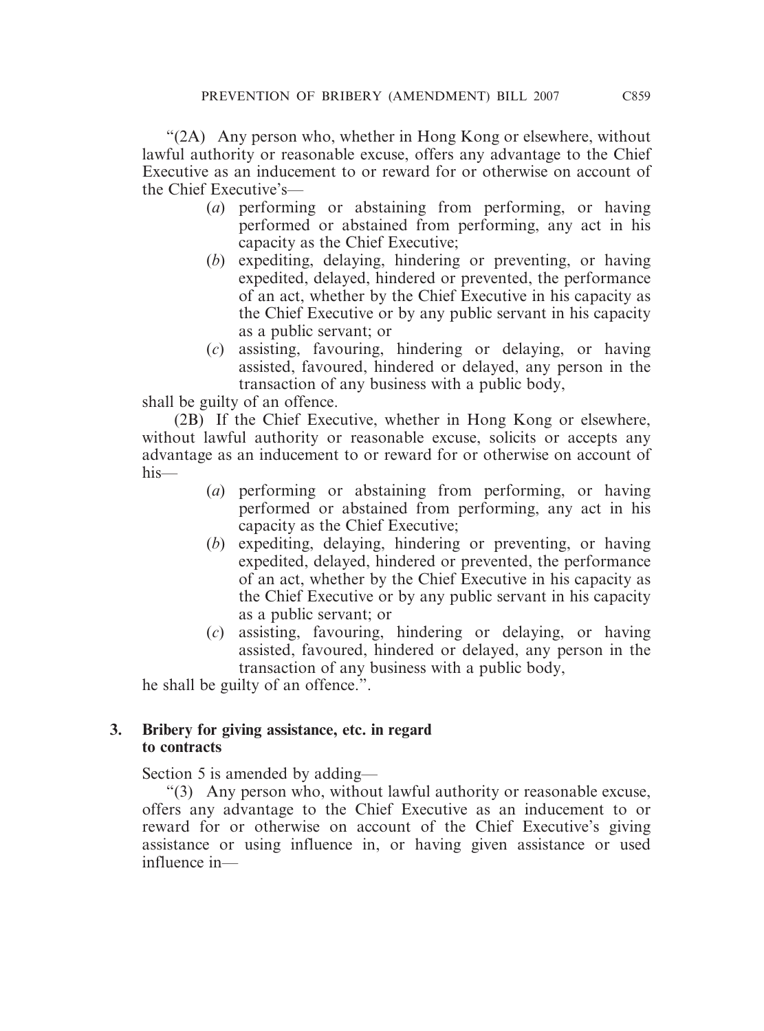"(2A) Any person who, whether in Hong Kong or elsewhere, without lawful authority or reasonable excuse, offers any advantage to the Chief Executive as an inducement to or reward for or otherwise on account of the Chief Executive's—

(*a*) performing or abstaining from performing, or having performed or abstained from performing, any act in his capacity as the Chief Executive;

(*b*) expediting, delaying, hindering or preventing, or having expedited, delayed, hindered or prevented, the performance of an act, whether by the Chief Executive in his capacity as the Chief Executive or by any public servant in his capacity as a public servant; or

(*c*) assisting, favouring, hindering or delaying, or having assisted, favoured, hindered or delayed, any person in the transaction of any business with a public body,

shall be guilty of an offence.

(2B) If the Chief Executive, whether in Hong Kong or elsewhere, without lawful authority or reasonable excuse, solicits or accepts any advantage as an inducement to or reward for or otherwise on account of his—

(*a*) performing or abstaining from performing, or having performed or abstained from performing, any act in his capacity as the Chief Executive;

(*b*) expediting, delaying, hindering or preventing, or having expedited, delayed, hindered or prevented, the performance of an act, whether by the Chief Executive in his capacity as the Chief Executive or by any public servant in his capacity as a public servant; or

(*c*) assisting, favouring, hindering or delaying, or having assisted, favoured, hindered or delayed, any person in the transaction of any business with a public body,

he shall be guilty of an offence.".

**3. Bribery for giving assistance, etc. in regard to contracts**

Section 5 is amended by adding—

"(3) Any person who, without lawful authority or reasonable excuse, offers any advantage to the Chief Executive as an inducement to or reward for or otherwise on account of the Chief Executive's giving assistance or using influence in, or having given assistance or used influence in—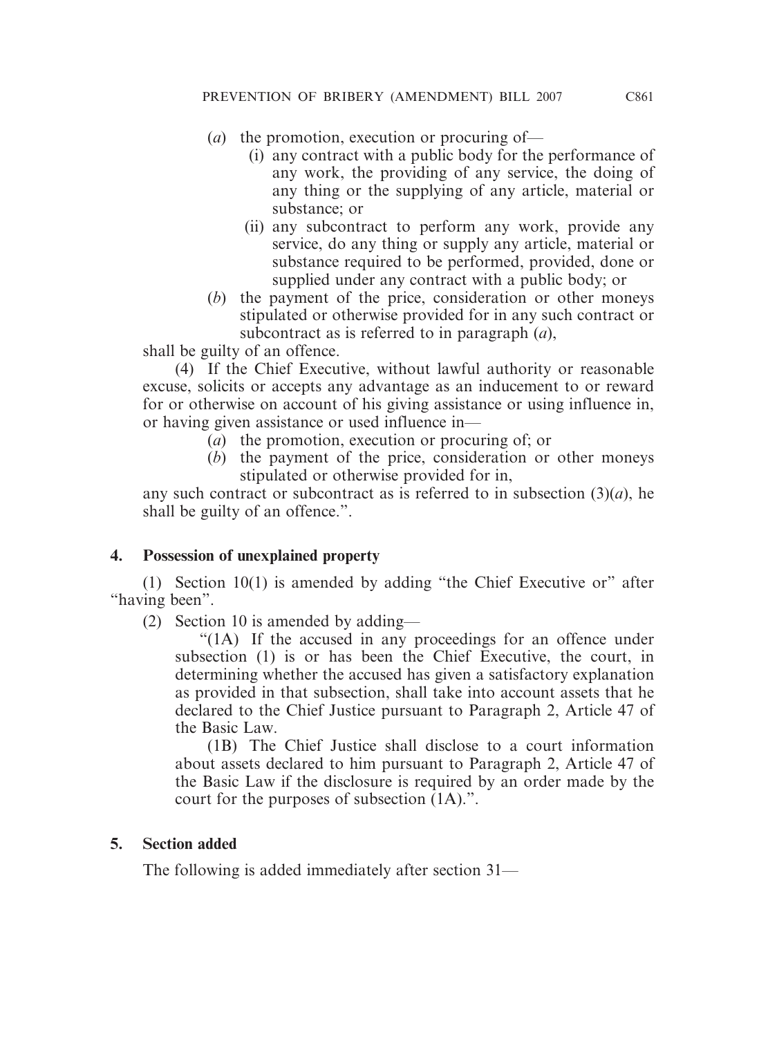(*a*) the promotion, execution or procuring of—

   (i) any contract with a public body for the performance of any work, the providing of any service, the doing of any thing or the supplying of any article, material or substance; or

   (ii) any subcontract to perform any work, provide any service, do any thing or supply any article, material or substance required to be performed, provided, done or supplied under any contract with a public body; or

(*b*) the payment of the price, consideration or other moneys stipulated or otherwise provided for in any such contract or subcontract as is referred to in paragraph (*a*),

shall be guilty of an offence.

(4) If the Chief Executive, without lawful authority or reasonable excuse, solicits or accepts any advantage as an inducement to or reward for or otherwise on account of his giving assistance or using influence in, or having given assistance or used influence in—

(*a*) the promotion, execution or procuring of; or

(*b*) the payment of the price, consideration or other moneys stipulated or otherwise provided for in,

any such contract or subcontract as is referred to in subsection (3)(*a*), he shall be guilty of an offence.".

**4. Possession of unexplained property**

(1) Section 10(1) is amended by adding "the Chief Executive or" after "having been".

(2) Section 10 is amended by adding—

"(1A) If the accused in any proceedings for an offence under subsection (1) is or has been the Chief Executive, the court, in determining whether the accused has given a satisfactory explanation as provided in that subsection, shall take into account assets that he declared to the Chief Justice pursuant to Paragraph 2, Article 47 of the Basic Law.

(1B) The Chief Justice shall disclose to a court information about assets declared to him pursuant to Paragraph 2, Article 47 of the Basic Law if the disclosure is required by an order made by the court for the purposes of subsection (1A).".

**5. Section added**

The following is added immediately after section 31—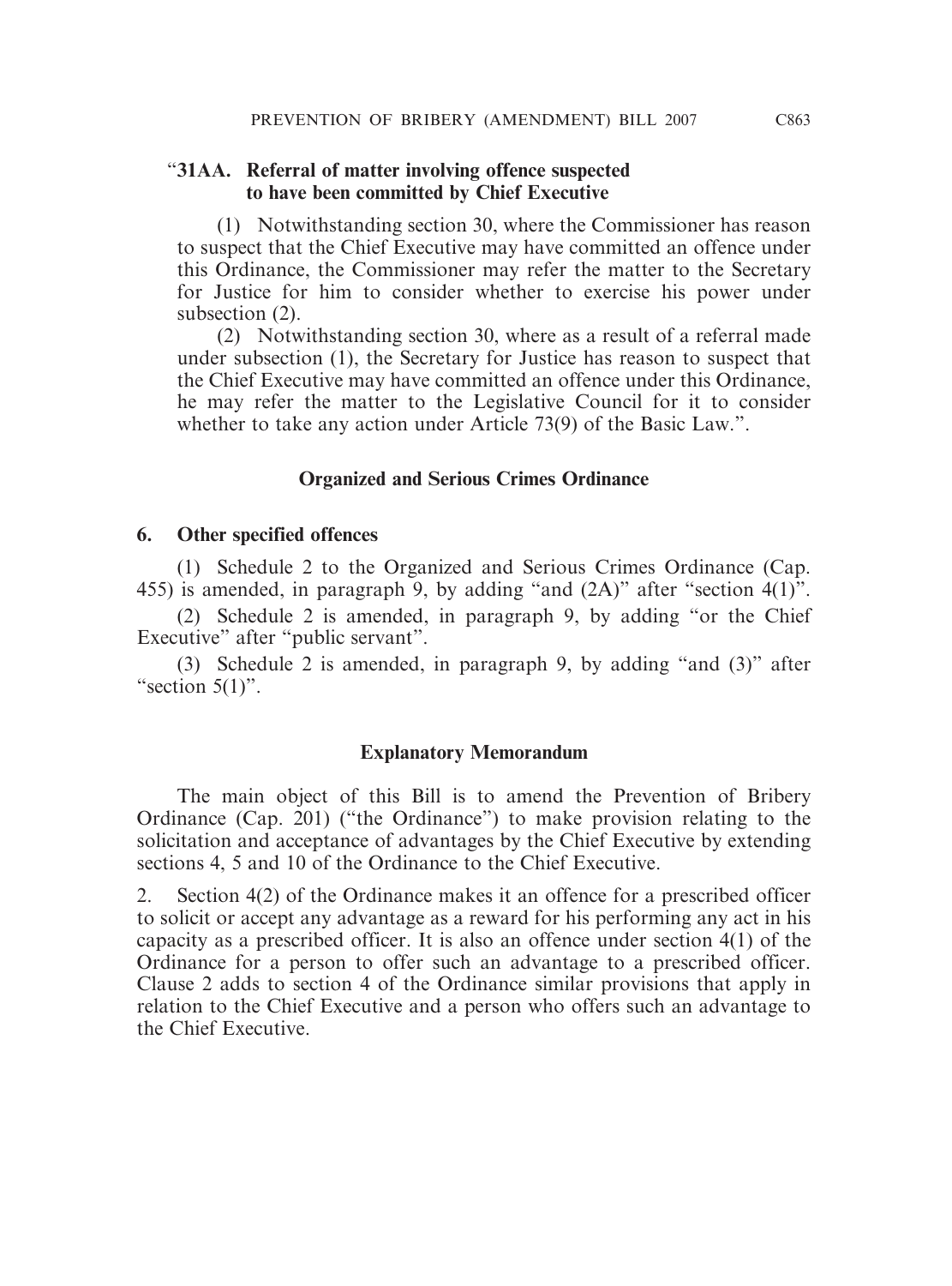"**31AA. Referral of matter involving offence suspected to have been committed by Chief Executive**

(1) Notwithstanding section 30, where the Commissioner has reason to suspect that the Chief Executive may have committed an offence under this Ordinance, the Commissioner may refer the matter to the Secretary for Justice for him to consider whether to exercise his power under subsection (2).

(2) Notwithstanding section 30, where as a result of a referral made under subsection (1), the Secretary for Justice has reason to suspect that the Chief Executive may have committed an offence under this Ordinance, he may refer the matter to the Legislative Council for it to consider whether to take any action under Article 73(9) of the Basic Law.".

## Organized and Serious Crimes Ordinance

**6. Other specified offences**

(1) Schedule 2 to the Organized and Serious Crimes Ordinance (Cap. 455) is amended, in paragraph 9, by adding "and (2A)" after "section 4(1)".

(2) Schedule 2 is amended, in paragraph 9, by adding "or the Chief Executive" after "public servant".

(3) Schedule 2 is amended, in paragraph 9, by adding "and (3)" after "section 5(1)".

## Explanatory Memorandum

The main object of this Bill is to amend the Prevention of Bribery Ordinance (Cap. 201) ("the Ordinance") to make provision relating to the solicitation and acceptance of advantages by the Chief Executive by extending sections 4, 5 and 10 of the Ordinance to the Chief Executive.

2. Section 4(2) of the Ordinance makes it an offence for a prescribed officer to solicit or accept any advantage as a reward for his performing any act in his capacity as a prescribed officer. It is also an offence under section 4(1) of the Ordinance for a person to offer such an advantage to a prescribed officer. Clause 2 adds to section 4 of the Ordinance similar provisions that apply in relation to the Chief Executive and a person who offers such an advantage to the Chief Executive.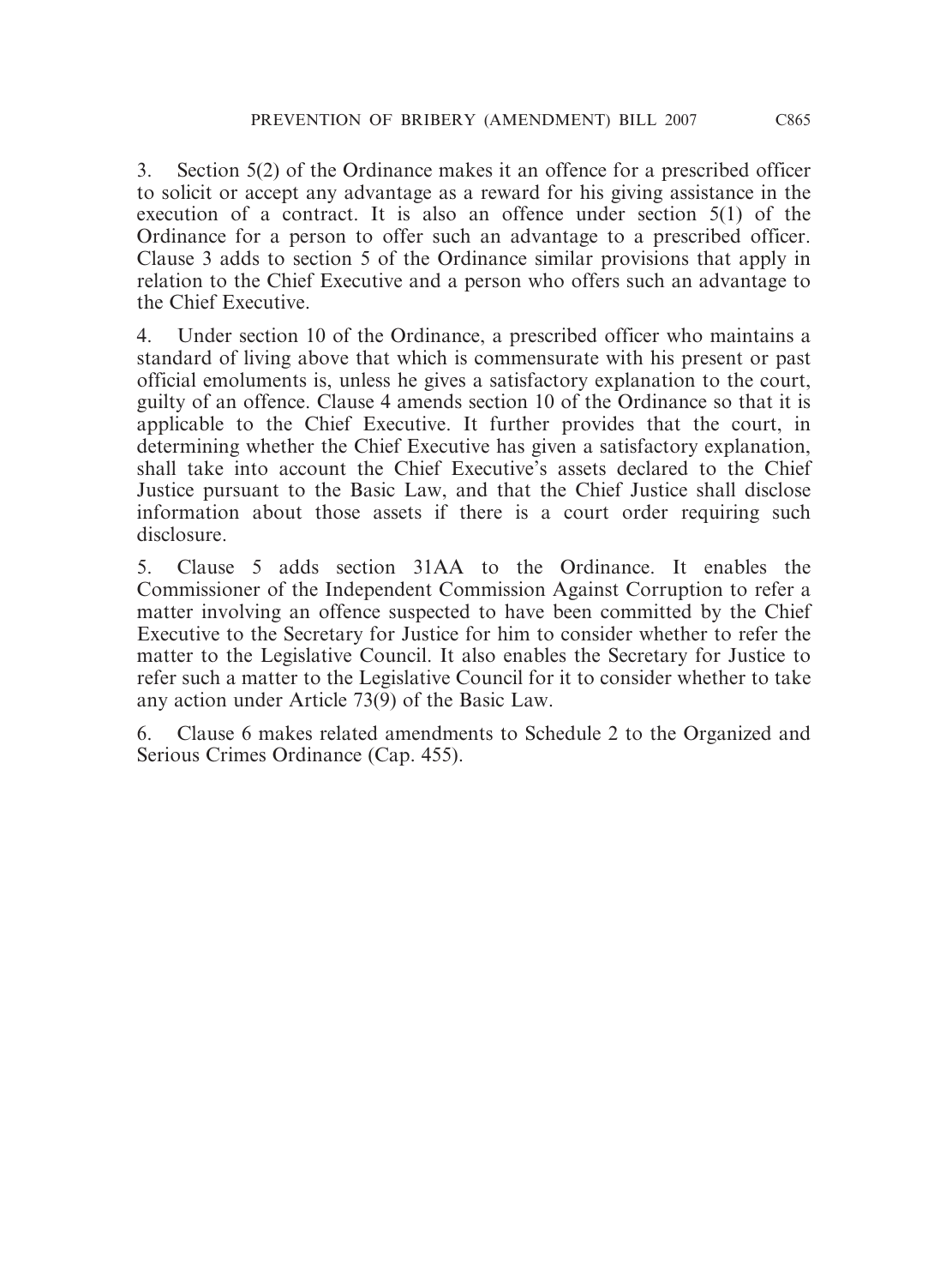3. Section 5(2) of the Ordinance makes it an offence for a prescribed officer to solicit or accept any advantage as a reward for his giving assistance in the execution of a contract. It is also an offence under section 5(1) of the Ordinance for a person to offer such an advantage to a prescribed officer. Clause 3 adds to section 5 of the Ordinance similar provisions that apply in relation to the Chief Executive and a person who offers such an advantage to the Chief Executive.

4. Under section 10 of the Ordinance, a prescribed officer who maintains a standard of living above that which is commensurate with his present or past official emoluments is, unless he gives a satisfactory explanation to the court, guilty of an offence. Clause 4 amends section 10 of the Ordinance so that it is applicable to the Chief Executive. It further provides that the court, in determining whether the Chief Executive has given a satisfactory explanation, shall take into account the Chief Executive's assets declared to the Chief Justice pursuant to the Basic Law, and that the Chief Justice shall disclose information about those assets if there is a court order requiring such disclosure.

5. Clause 5 adds section 31AA to the Ordinance. It enables the Commissioner of the Independent Commission Against Corruption to refer a matter involving an offence suspected to have been committed by the Chief Executive to the Secretary for Justice for him to consider whether to refer the matter to the Legislative Council. It also enables the Secretary for Justice to refer such a matter to the Legislative Council for it to consider whether to take any action under Article 73(9) of the Basic Law.

6. Clause 6 makes related amendments to Schedule 2 to the Organized and Serious Crimes Ordinance (Cap. 455).